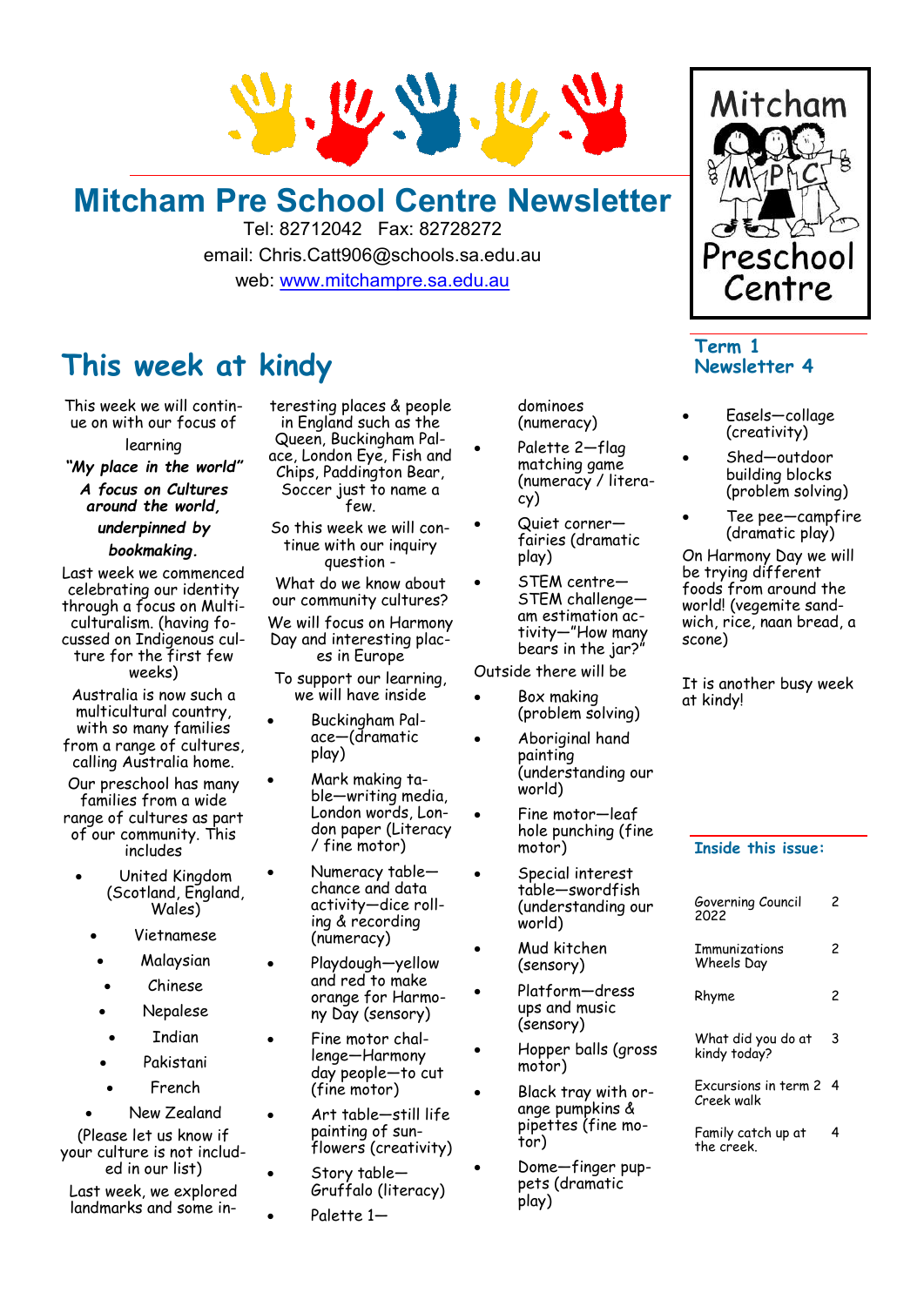# Mitcham Pre School Centre Newsletter

Tel: 82712042 Fax: 82728272
email: Chris.Catt906@schools.sa.edu.au
web: www.mitchampre.sa.edu.au

Mitcham MPC Preschool Centre

**Term 1 Newsletter 4**

## This week at kindy

This week we will continue on with our focus of learning

***"My place in the world"***

***A focus on Cultures around the world,***

***underpinned by bookmaking.***

Last week we commenced celebrating our identity through a focus on Multiculturalism. (having focussed on Indigenous culture for the first few weeks)

Australia is now such a multicultural country, with so many families from a range of cultures, calling Australia home.

Our preschool has many families from a wide range of cultures as part of our community. This includes

- United Kingdom (Scotland, England, Wales)
- Vietnamese
- Malaysian
- Chinese
- Nepalese
- Indian
- Pakistani
- French
- New Zealand

(Please let us know if your culture is not included in our list)

Last week, we explored landmarks and some interesting places & people in England such as the Queen, Buckingham Palace, London Eye, Fish and Chips, Paddington Bear, Soccer just to name a few.

So this week we will continue with our inquiry question -

What do we know about our community cultures?

We will focus on Harmony Day and interesting places in Europe

To support our learning, we will have inside

- Buckingham Palace—(dramatic play)
- Mark making table—writing media, London words, London paper (Literacy / fine motor)
- Numeracy table—chance and data activity—dice rolling & recording (numeracy)
- Playdough—yellow and red to make orange for Harmony Day (sensory)
- Fine motor challenge—Harmony day people—to cut (fine motor)
- Art table—still life painting of sunflowers (creativity)
- Story table—Gruffalo (literacy)
- Palette 1—dominoes (numeracy)
- Palette 2—flag matching game (numeracy / literacy)
- Quiet corner—fairies (dramatic play)
- STEM centre—STEM challenge—am estimation activity—"How many bears in the jar?"

Outside there will be

- Box making (problem solving)
- Aboriginal hand painting (understanding our world)
- Fine motor—leaf hole punching (fine motor)
- Special interest table—swordfish (understanding our world)
- Mud kitchen (sensory)
- Platform—dress ups and music (sensory)
- Hopper balls (gross motor)
- Black tray with orange pumpkins & pipettes (fine motor)
- Dome—finger puppets (dramatic play)
- Easels—collage (creativity)
- Shed—outdoor building blocks (problem solving)
- Tee pee—campfire (dramatic play)

On Harmony Day we will be trying different foods from around the world! (vegemite sandwich, rice, naan bread, a scone)

It is another busy week at kindy!

**Inside this issue:**

| | |
|---|---|
| Governing Council 2022 | 2 |
| Immunizations Wheels Day | 2 |
| Rhyme | 2 |
| What did you do at kindy today? | 3 |
| Excursions in term 2 Creek walk | 4 |
| Family catch up at the creek. | 4 |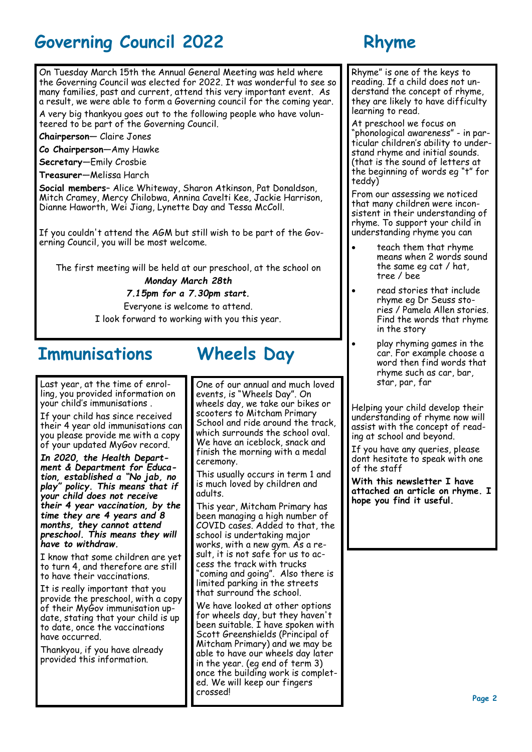# Governing Council 2022

On Tuesday March 15th the Annual General Meeting was held where the Governing Council was elected for 2022. It was wonderful to see so many families, past and current, attend this very important event. As a result, we were able to form a Governing council for the coming year.

A very big thankyou goes out to the following people who have volunteered to be part of the Governing Council.

**Chairperson**— Claire Jones

**Co Chairperson**—Amy Hawke

**Secretary**—Emily Crosbie

**Treasurer**—Melissa Harch

**Social members**– Alice Whiteway, Sharon Atkinson, Pat Donaldson, Mitch Cramey, Mercy Chilobwa, Annina Cavelti Kee, Jackie Harrison, Dianne Haworth, Wei Jiang, Lynette Day and Tessa McColl.

If you couldn't attend the AGM but still wish to be part of the Governing Council, you will be most welcome.

The first meeting will be held at our preschool, at the school on

***Monday March 28th***

***7.15pm for a 7.30pm start.***

Everyone is welcome to attend.

I look forward to working with you this year.

# Immunisations

Last year, at the time of enrolling, you provided information on your child's immunisations .

If your child has since received their 4 year old immunisations can you please provide me with a copy of your updated MyGov record.

***In 2020, the Health Department & Department for Education, established a "No jab, no play" policy. This means that if your child does not receive their 4 year vaccination, by the time they are 4 years and 8 months, they cannot attend preschool. This means they will have to withdraw.***

I know that some children are yet to turn 4, and therefore are still to have their vaccinations.

It is really important that you provide the preschool, with a copy of their MyGov immunisation update, stating that your child is up to date, once the vaccinations have occurred.

Thankyou, if you have already provided this information.

# Wheels Day

One of our annual and much loved events, is "Wheels Day". On wheels day, we take our bikes or scooters to Mitcham Primary School and ride around the track, which surrounds the school oval. We have an iceblock, snack and finish the morning with a medal ceremony.

This usually occurs in term 1 and is much loved by children and adults.

This year, Mitcham Primary has been managing a high number of COVID cases. Added to that, the school is undertaking major works, with a new gym. As a result, it is not safe for us to access the track with trucks "coming and going". Also there is limited parking in the streets that surround the school.

We have looked at other options for wheels day, but they haven't been suitable. I have spoken with Scott Greenshields (Principal of Mitcham Primary) and we may be able to have our wheels day later in the year. (eg end of term 3) once the building work is completed. We will keep our fingers crossed!

# Rhyme

Rhyme" is one of the keys to reading. If a child does not understand the concept of rhyme, they are likely to have difficulty learning to read.

At preschool we focus on "phonological awareness" - in particular children's ability to understand rhyme and initial sounds. (that is the sound of letters at the beginning of words eg "t" for teddy)

From our assessing we noticed that many children were inconsistent in their understanding of rhyme. To support your child in understanding rhyme you can

- teach them that rhyme means when 2 words sound the same eg cat / hat, tree / bee
- read stories that include rhyme eg Dr Seuss stories / Pamela Allen stories. Find the words that rhyme in the story
- play rhyming games in the car. For example choose a word then find words that rhyme such as car, bar, star, par, far

Helping your child develop their understanding of rhyme now will assist with the concept of reading at school and beyond.

If you have any queries, please dont hesitate to speak with one of the staff

**With this newsletter I have attached an article on rhyme. I hope you find it useful.**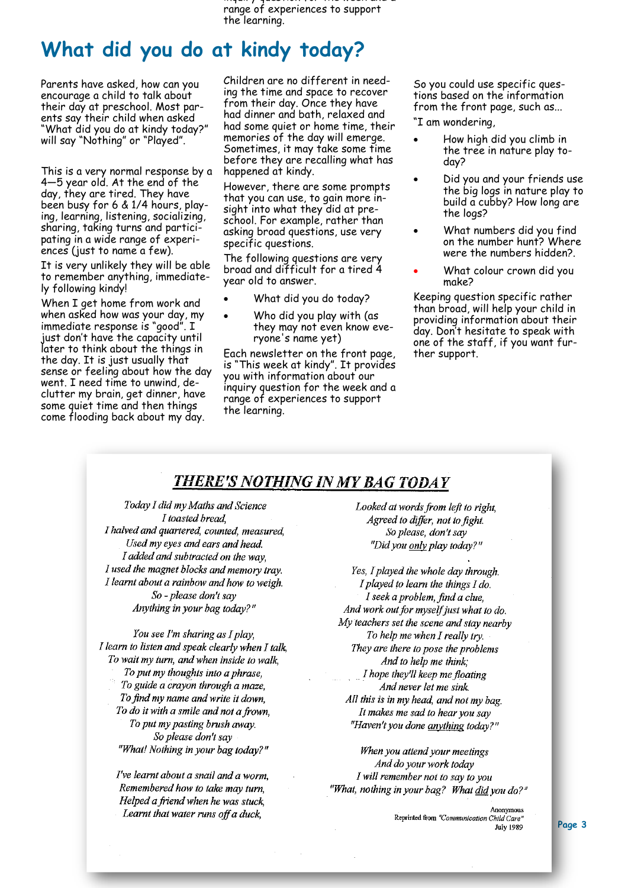# What did you do at kindy today?

Parents have asked, how can you encourage a child to talk about their day at preschool. Most parents say their child when asked "What did you do at kindy today?" will say "Nothing" or "Played".

This is a very normal response by a 4—5 year old. At the end of the day, they are tired. They have been busy for 6 & 1/4 hours, playing, learning, listening, socializing, sharing, taking turns and participating in a wide range of experiences (just to name a few).

It is very unlikely they will be able to remember anything, immediately following kindy!

When I get home from work and when asked how was your day, my immediate response is "good". I just don't have the capacity until later to think about the things in the day. It is just usually that sense or feeling about how the day went. I need time to unwind, declutter my brain, get dinner, have some quiet time and then things come flooding back about my day.

Children are no different in needing the time and space to recover from their day. Once they have had dinner and bath, relaxed and had some quiet or home time, their memories of the day will emerge. Sometimes, it may take some time before they are recalling what has happened at kindy.

However, there are some prompts that you can use, to gain more insight into what they did at preschool. For example, rather than asking broad questions, use very specific questions.

The following questions are very broad and difficult for a tired 4 year old to answer.

- What did you do today?
- Who did you play with (as they may not even know everyone's name yet)

Each newsletter on the front page, is "This week at kindy". It provides you with information about our inquiry question for the week and a range of experiences to support the learning.

So you could use specific questions based on the information from the front page, such as...

"I am wondering,

- How high did you climb in the tree in nature play today?
- Did you and your friends use the big logs in nature play to build a cubby? How long are the logs?
- What numbers did you find on the number hunt? Where were the numbers hidden?.
- What colour crown did you make?

Keeping question specific rather than broad, will help your child in providing information about their day. Don't hesitate to speak with one of the staff, if you want further support.

## THERE'S NOTHING IN MY BAG TODAY

*Today I did my Maths and Science*
*I toasted bread,*
*I halved and quartered, counted, measured,*
*Used my eyes and ears and head.*
*I added and subtracted on the way,*
*I used the magnet blocks and memory tray.*
*I learnt about a rainbow and how to weigh.*
*So - please don't say*
*Anything in your bag today?"*

*You see I'm sharing as I play,*
*I learn to listen and speak clearly when I talk,*
*To wait my turn, and when inside to walk,*
*To put my thoughts into a phrase,*
*To guide a crayon through a maze,*
*To find my name and write it down,*
*To do it with a smile and not a frown,*
*To put my pasting brush away.*
*So please don't say*
*"What! Nothing in your bag today?"*

*I've learnt about a snail and a worm,*
*Remembered how to take may turn,*
*Helped a friend when he was stuck,*
*Learnt that water runs off a duck,*
*Looked at words from left to right,*
*Agreed to differ, not to fight.*
*So please, don't say*
*"Did you only play today?"*

*Yes, I played the whole day through.*
*I played to learn the things I do.*
*I seek a problem, find a clue,*
*And work out for myself just what to do.*
*My teachers set the scene and stay nearby*
*To help me when I really try.*
*They are there to pose the problems*
*And to help me think;*
*I hope they'll keep me floating*
*And never let me sink.*
*All this is in my head, and not my bag.*
*It makes me sad to hear you say*
*"Haven't you done anything today?"*

*When you attend your meetings*
*And do your work today*
*I will remember not to say to you*
*"What, nothing in your bag? What did you do?"*

Anonymous
Reprinted from *"Communication Child Care"*
July 1989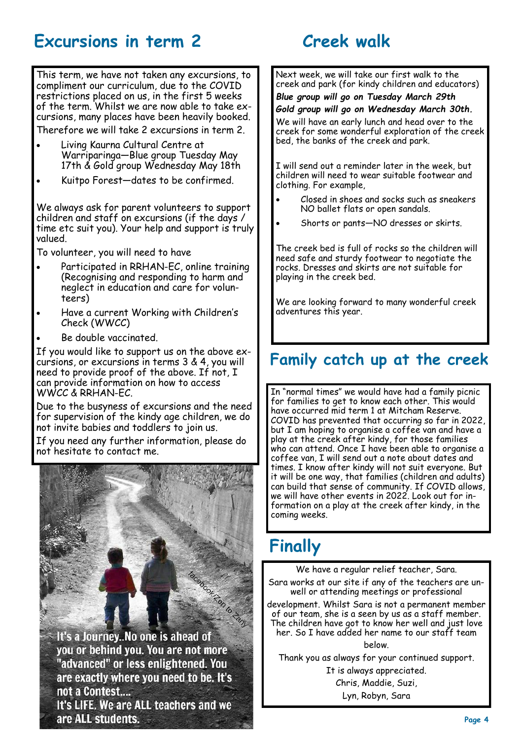## Excursions in term 2

This term, we have not taken any excursions, to compliment our curriculum, due to the COVID restrictions placed on us, in the first 5 weeks of the term. Whilst we are now able to take excursions, many places have been heavily booked. Therefore we will take 2 excursions in term 2.

- Living Kaurna Cultural Centre at Warriparinga—Blue group Tuesday May 17th & Gold group Wednesday May 18th
- Kuitpo Forest—dates to be confirmed.

We always ask for parent volunteers to support children and staff on excursions (if the days / time etc suit you). Your help and support is truly valued.

To volunteer, you will need to have

- Participated in RRHAN-EC, online training (Recognising and responding to harm and neglect in education and care for volunteers)
- Have a current Working with Children's Check (WWCC)
- Be double vaccinated.

If you would like to support us on the above excursions, or excursions in terms 3 & 4, you will need to provide proof of the above. If not, I can provide information on how to access WWCC & RRHAN-EC.

Due to the busyness of excursions and the need for supervision of the kindy age children, we do not invite babies and toddlers to join us.

If you need any further information, please do not hesitate to contact me.

It's a Journey..No one is ahead of you or behind you. You are not more "advanced" or less enlightened. You are exactly where you need to be. It's not a Contest....
It's LIFE. We are ALL teachers and we are ALL students.

facebook/Zen to Zany

## Creek walk

Next week, we will take our first walk to the creek and park (for kindy children and educators)

***Blue group will go on Tuesday March 29th***

***Gold group will go on Wednesday March 30th.***

We will have an early lunch and head over to the creek for some wonderful exploration of the creek bed, the banks of the creek and park.

I will send out a reminder later in the week, but children will need to wear suitable footwear and clothing. For example,

- Closed in shoes and socks such as sneakers NO ballet flats or open sandals.
- Shorts or pants—NO dresses or skirts.

The creek bed is full of rocks so the children will need safe and sturdy footwear to negotiate the rocks. Dresses and skirts are not suitable for playing in the creek bed.

We are looking forward to many wonderful creek adventures this year.

## Family catch up at the creek

In "normal times" we would have had a family picnic for families to get to know each other. This would have occurred mid term 1 at Mitcham Reserve. COVID has prevented that occurring so far in 2022, but I am hoping to organise a coffee van and have a play at the creek after kindy, for those families who can attend. Once I have been able to organise a coffee van, I will send out a note about dates and times. I know after kindy will not suit everyone. But it will be one way, that families (children and adults) can build that sense of community. If COVID allows, we will have other events in 2022. Look out for information on a play at the creek after kindy, in the coming weeks.

## Finally

We have a regular relief teacher, Sara.

Sara works at our site if any of the teachers are unwell or attending meetings or professional development. Whilst Sara is not a permanent member of our team, she is a seen by us as a staff member. The children have got to know her well and just love her. So I have added her name to our staff team below.

Thank you as always for your continued support.

It is always appreciated.

Chris, Maddie, Suzi,

Lyn, Robyn, Sara